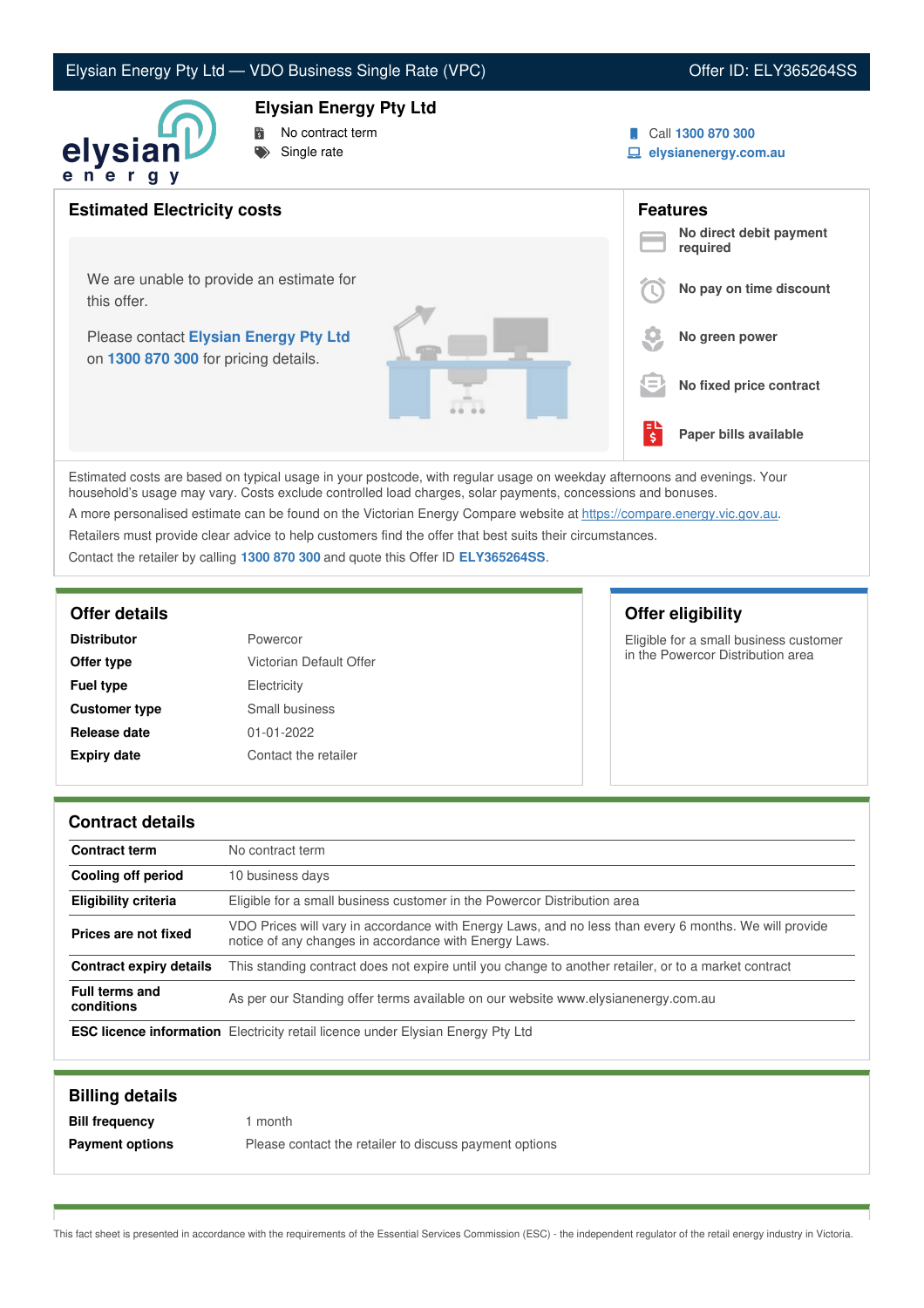Elysian Energy Pty Ltd — VDO Business Single Rate (VPC) | Offer ID: ELY365264SS

## Elysian Energy Pty Ltd

- No contract term
- Single rate

Call 1300 870 300
elysianenergy.com.au

## Estimated Electricity costs

We are unable to provide an estimate for this offer.

Please contact Elysian Energy Pty Ltd on 1300 870 300 for pricing details.

## Features

- No direct debit payment required
- No pay on time discount
- No green power
- No fixed price contract
- Paper bills available

Estimated costs are based on typical usage in your postcode, with regular usage on weekday afternoons and evenings. Your household's usage may vary. Costs exclude controlled load charges, solar payments, concessions and bonuses.

A more personalised estimate can be found on the Victorian Energy Compare website at https://compare.energy.vic.gov.au.

Retailers must provide clear advice to help customers find the offer that best suits their circumstances.

Contact the retailer by calling 1300 870 300 and quote this Offer ID ELY365264SS.

## Offer details

| | |
|---|---|
| **Distributor** | Powercor |
| **Offer type** | Victorian Default Offer |
| **Fuel type** | Electricity |
| **Customer type** | Small business |
| **Release date** | 01-01-2022 |
| **Expiry date** | Contact the retailer |

## Offer eligibility

Eligible for a small business customer in the Powercor Distribution area

## Contract details

| | |
|---|---|
| **Contract term** | No contract term |
| **Cooling off period** | 10 business days |
| **Eligibility criteria** | Eligible for a small business customer in the Powercor Distribution area |
| **Prices are not fixed** | VDO Prices will vary in accordance with Energy Laws, and no less than every 6 months. We will provide notice of any changes in accordance with Energy Laws. |
| **Contract expiry details** | This standing contract does not expire until you change to another retailer, or to a market contract |
| **Full terms and conditions** | As per our Standing offer terms available on our website www.elysianenergy.com.au |
| **ESC licence information** | Electricity retail licence under Elysian Energy Pty Ltd |

## Billing details

| | |
|---|---|
| **Bill frequency** | 1 month |
| **Payment options** | Please contact the retailer to discuss payment options |

This fact sheet is presented in accordance with the requirements of the Essential Services Commission (ESC) - the independent regulator of the retail energy industry in Victoria.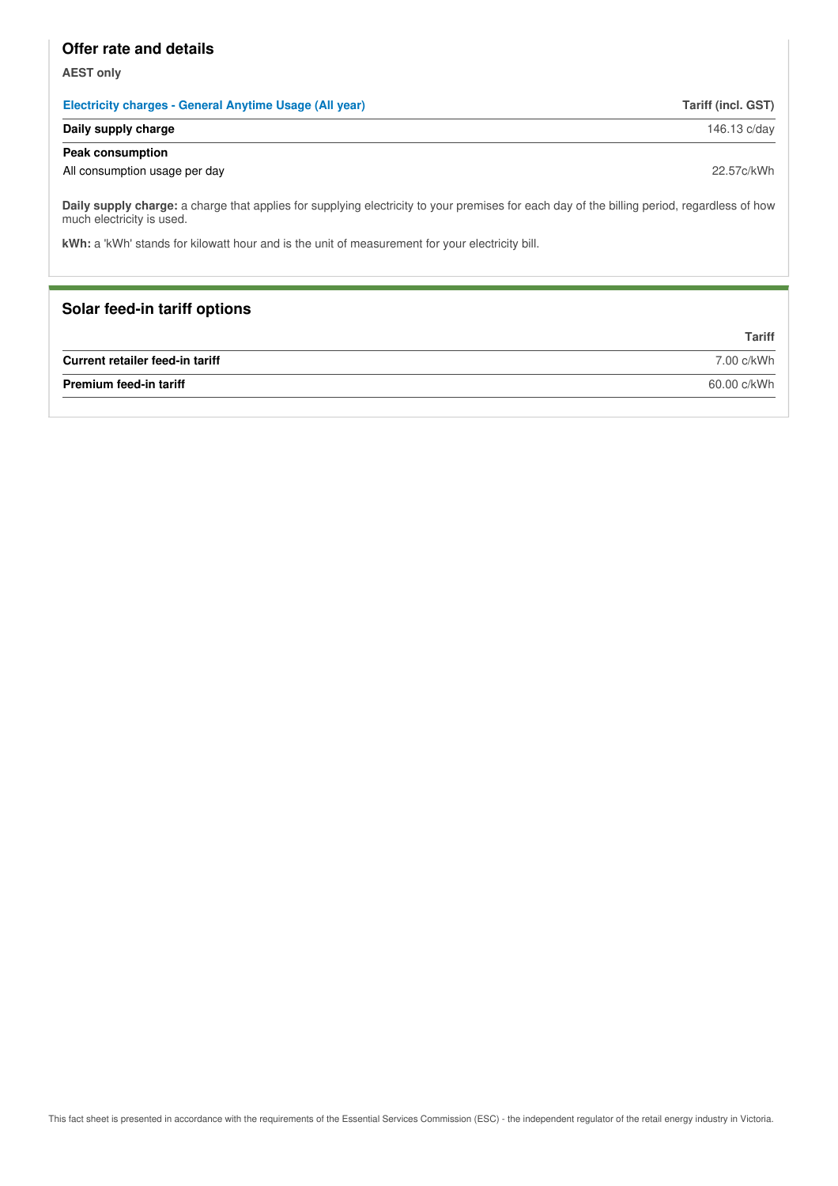## Offer rate and details

**AEST only**

| Electricity charges - General Anytime Usage (All year) | Tariff (incl. GST) |
|---|---|
| **Daily supply charge** | 146.13 c/day |
| **Peak consumption** | |
| All consumption usage per day | 22.57c/kWh |

**Daily supply charge:** a charge that applies for supplying electricity to your premises for each day of the billing period, regardless of how much electricity is used.

**kWh:** a 'kWh' stands for kilowatt hour and is the unit of measurement for your electricity bill.

## Solar feed-in tariff options

| | Tariff |
|---|---|
| **Current retailer feed-in tariff** | 7.00 c/kWh |
| **Premium feed-in tariff** | 60.00 c/kWh |

This fact sheet is presented in accordance with the requirements of the Essential Services Commission (ESC) - the independent regulator of the retail energy industry in Victoria.